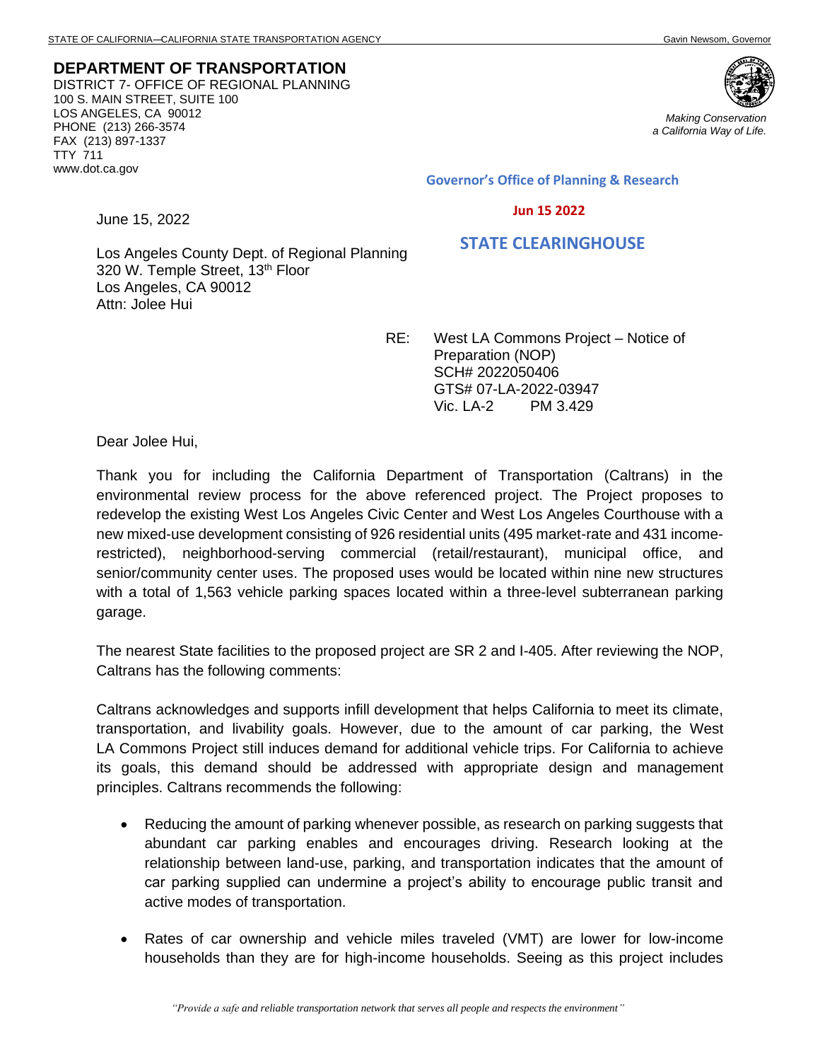STATE OF CALIFORNIA—CALIFORNIA STATE TRANSPORTATION AGENCY Gavin Newsom, Governor

**DEPARTMENT OF TRANSPORTATION**
DISTRICT 7- OFFICE OF REGIONAL PLANNING
100 S. MAIN STREET, SUITE 100
LOS ANGELES, CA 90012
PHONE (213) 266-3574
FAX (213) 897-1337
TTY 711
www.dot.ca.gov

*Making Conservation a California Way of Life.*

**Governor's Office of Planning & Research**

**Jun 15 2022**

**STATE CLEARINGHOUSE**

June 15, 2022

Los Angeles County Dept. of Regional Planning
320 W. Temple Street, 13th Floor
Los Angeles, CA 90012
Attn: Jolee Hui

RE: West LA Commons Project – Notice of Preparation (NOP)
SCH# 2022050406
GTS# 07-LA-2022-03947
Vic. LA-2 PM 3.429

Dear Jolee Hui,

Thank you for including the California Department of Transportation (Caltrans) in the environmental review process for the above referenced project. The Project proposes to redevelop the existing West Los Angeles Civic Center and West Los Angeles Courthouse with a new mixed-use development consisting of 926 residential units (495 market-rate and 431 income-restricted), neighborhood-serving commercial (retail/restaurant), municipal office, and senior/community center uses. The proposed uses would be located within nine new structures with a total of 1,563 vehicle parking spaces located within a three-level subterranean parking garage.

The nearest State facilities to the proposed project are SR 2 and I-405. After reviewing the NOP, Caltrans has the following comments:

Caltrans acknowledges and supports infill development that helps California to meet its climate, transportation, and livability goals. However, due to the amount of car parking, the West LA Commons Project still induces demand for additional vehicle trips. For California to achieve its goals, this demand should be addressed with appropriate design and management principles. Caltrans recommends the following:

- Reducing the amount of parking whenever possible, as research on parking suggests that abundant car parking enables and encourages driving. Research looking at the relationship between land-use, parking, and transportation indicates that the amount of car parking supplied can undermine a project's ability to encourage public transit and active modes of transportation.
- Rates of car ownership and vehicle miles traveled (VMT) are lower for low-income households than they are for high-income households. Seeing as this project includes

*"Provide a safe and reliable transportation network that serves all people and respects the environment"*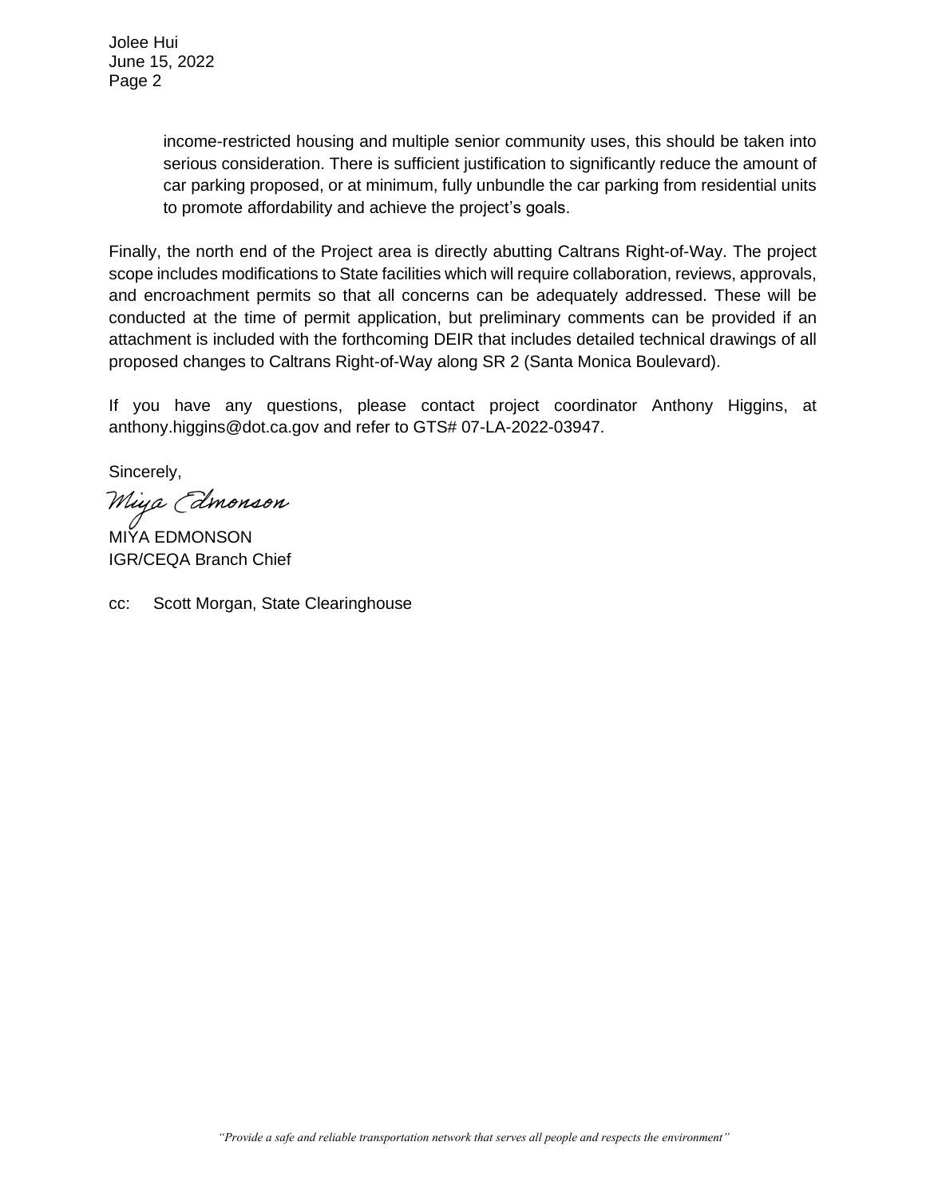income-restricted housing and multiple senior community uses, this should be taken into serious consideration. There is sufficient justification to significantly reduce the amount of car parking proposed, or at minimum, fully unbundle the car parking from residential units to promote affordability and achieve the project's goals.

Finally, the north end of the Project area is directly abutting Caltrans Right-of-Way. The project scope includes modifications to State facilities which will require collaboration, reviews, approvals, and encroachment permits so that all concerns can be adequately addressed. These will be conducted at the time of permit application, but preliminary comments can be provided if an attachment is included with the forthcoming DEIR that includes detailed technical drawings of all proposed changes to Caltrans Right-of-Way along SR 2 (Santa Monica Boulevard).

If you have any questions, please contact project coordinator Anthony Higgins, at anthony.higgins@dot.ca.gov and refer to GTS# 07-LA-2022-03947.

Sincerely,

*Miya Edmonson*

MIYA EDMONSON
IGR/CEQA Branch Chief

cc: Scott Morgan, State Clearinghouse

*"Provide a safe and reliable transportation network that serves all people and respects the environment"*